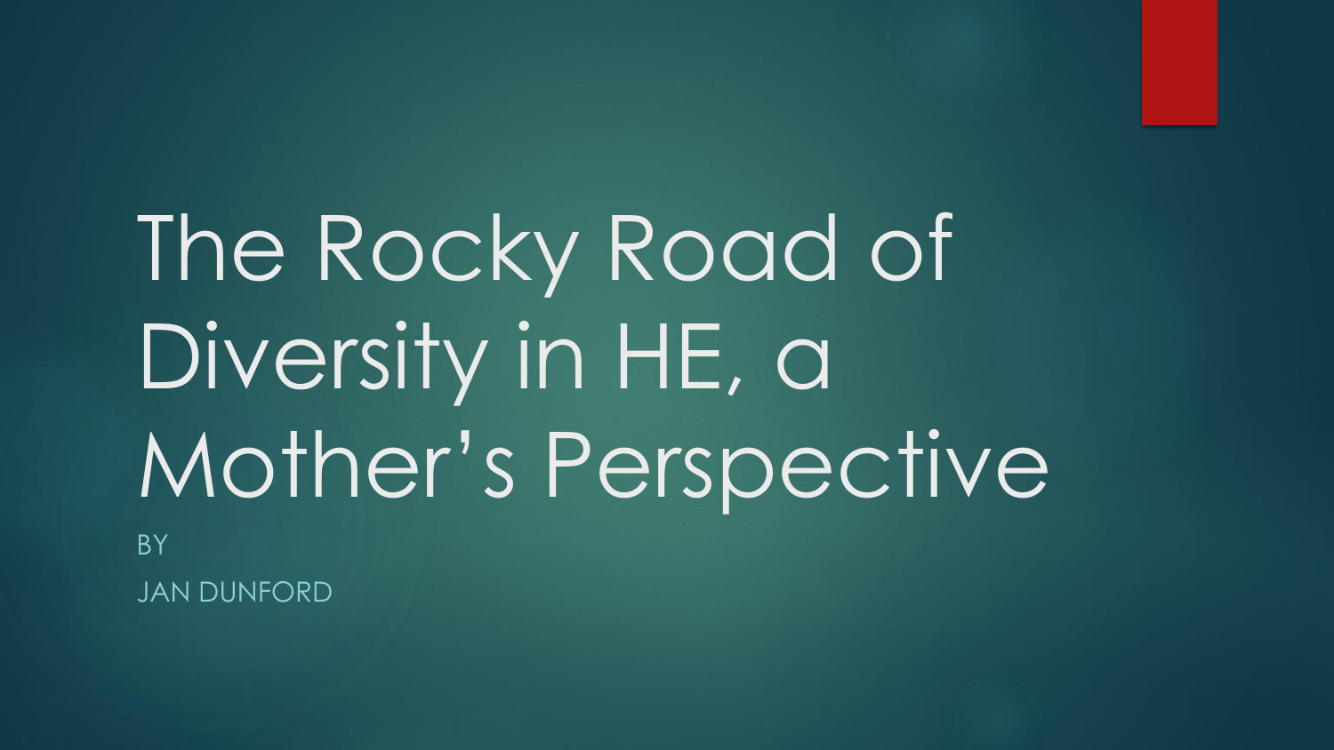# The Rocky Road of Diversity in HE, a Mother's Perspective

BY

JAN DUNFORD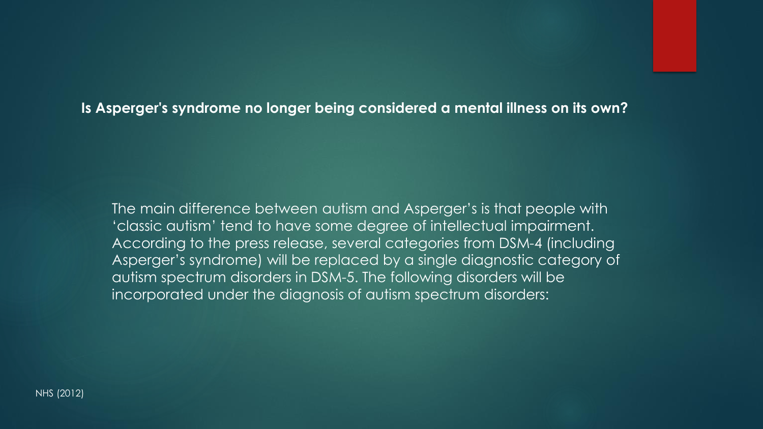**Is Asperger's syndrome no longer being considered a mental illness on its own?**

The main difference between autism and Asperger’s is that people with ‘classic autism’ tend to have some degree of intellectual impairment. According to the press release, several categories from DSM-4 (including Asperger’s syndrome) will be replaced by a single diagnostic category of autism spectrum disorders in DSM-5. The following disorders will be incorporated under the diagnosis of autism spectrum disorders:

NHS (2012)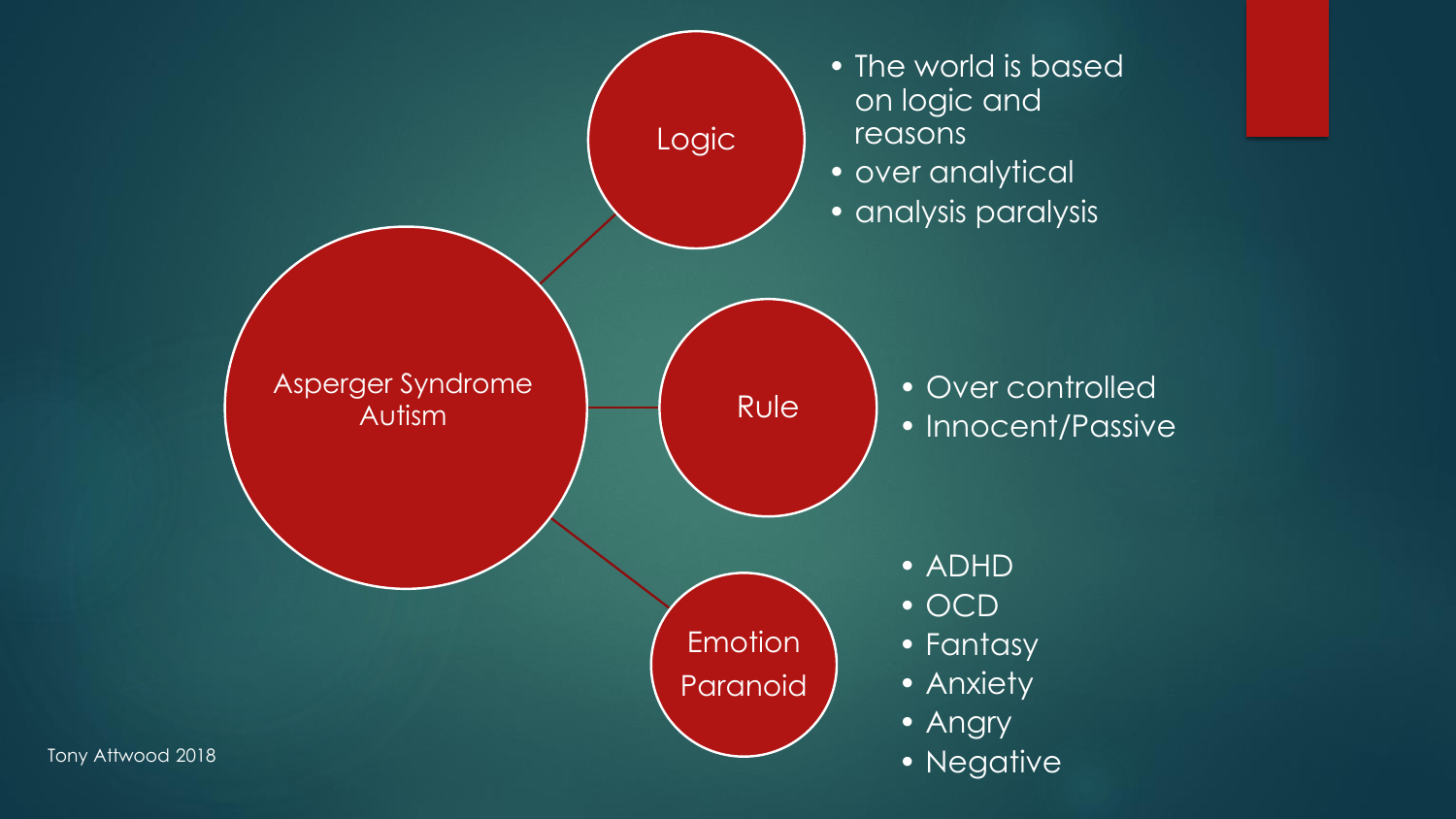## Asperger Syndrome Autism

### Logic

- The world is based on logic and reasons
- over analytical
- analysis paralysis

### Rule

- Over controlled
- Innocent/Passive

### Emotion Paranoid

- ADHD
- OCD
- Fantasy
- Anxiety
- Angry
- Negative

Tony Attwood 2018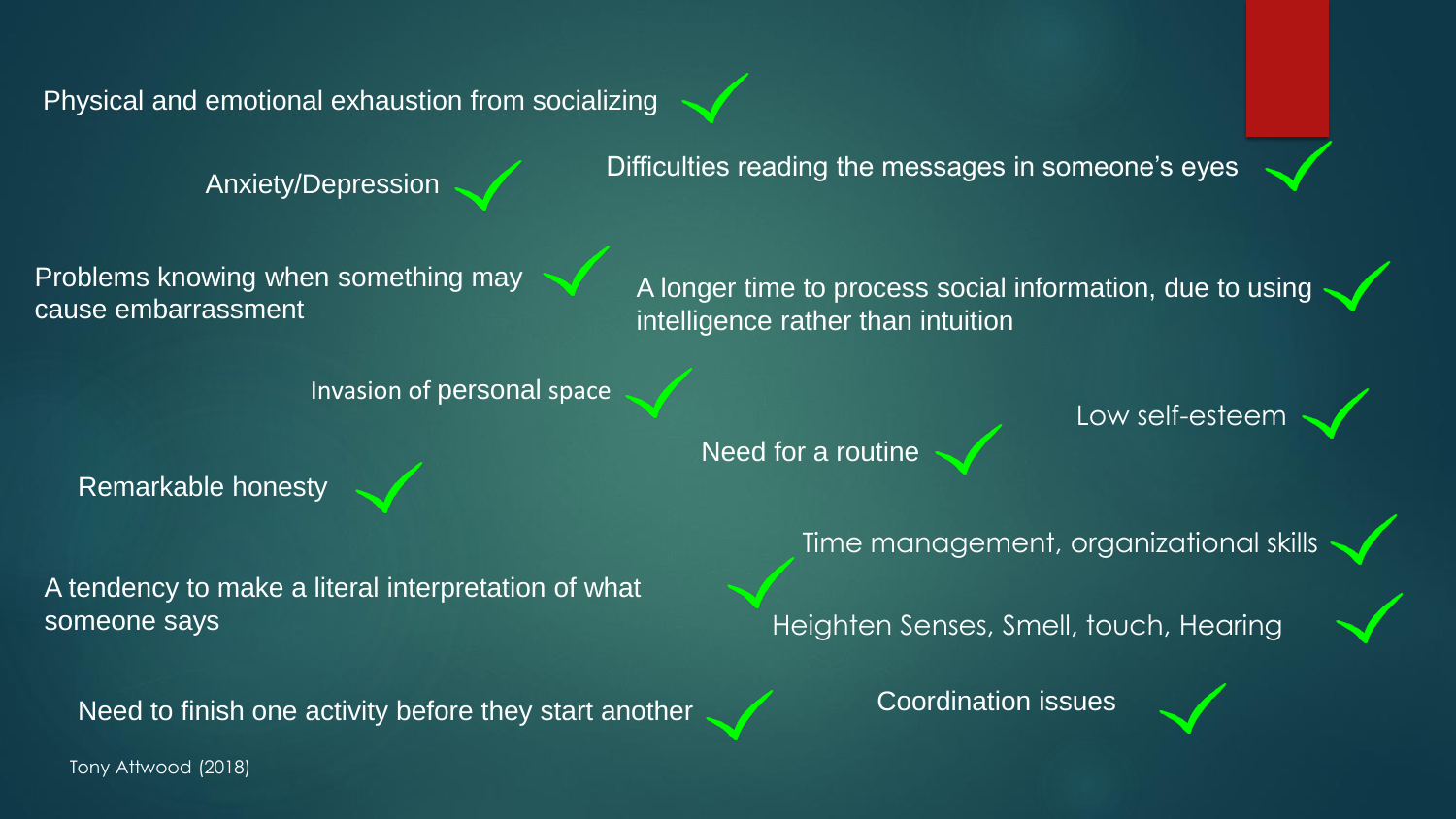- Physical and emotional exhaustion from socializing ✓
- Anxiety/Depression ✓
- Difficulties reading the messages in someone's eyes ✓
- Problems knowing when something may cause embarrassment ✓
- A longer time to process social information, due to using intelligence rather than intuition ✓
- Invasion of personal space ✓
- Low self-esteem ✓
- Need for a routine ✓
- Remarkable honesty ✓
- Time management, organizational skills ✓
- A tendency to make a literal interpretation of what someone says ✓
- Heighten Senses, Smell, touch, Hearing ✓
- Need to finish one activity before they start another ✓
- Coordination issues ✓

Tony Attwood (2018)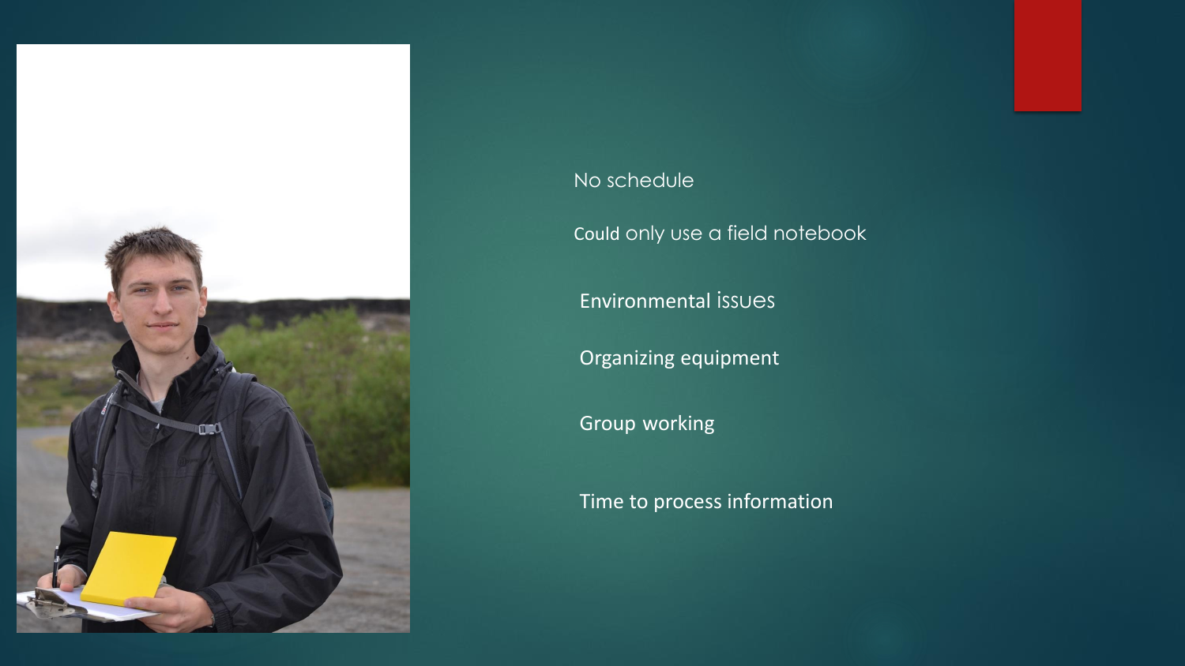No schedule

Could only use a field notebook

Environmental issues

Organizing equipment

Group working

Time to process information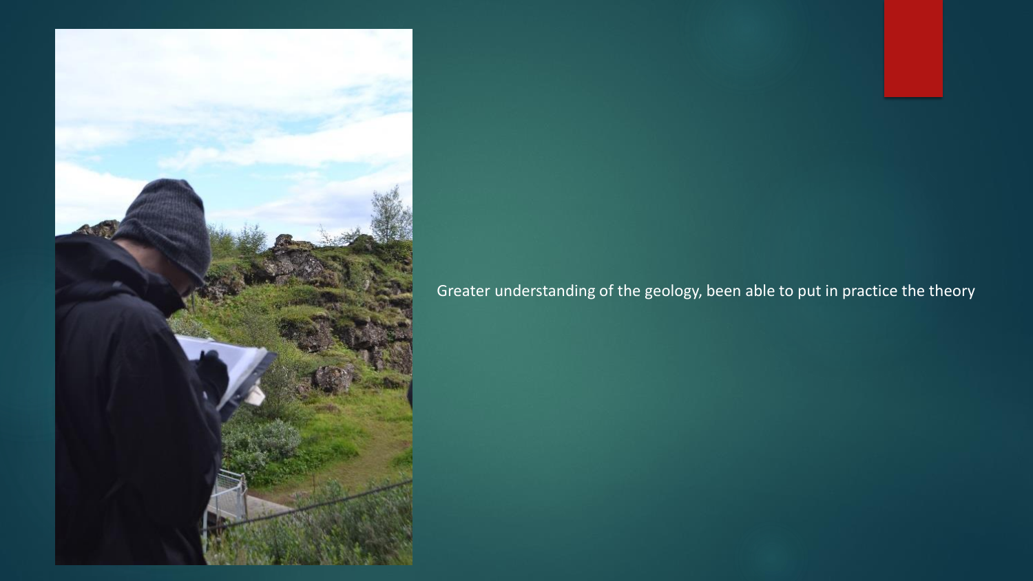Greater understanding of the geology, been able to put in practice the theory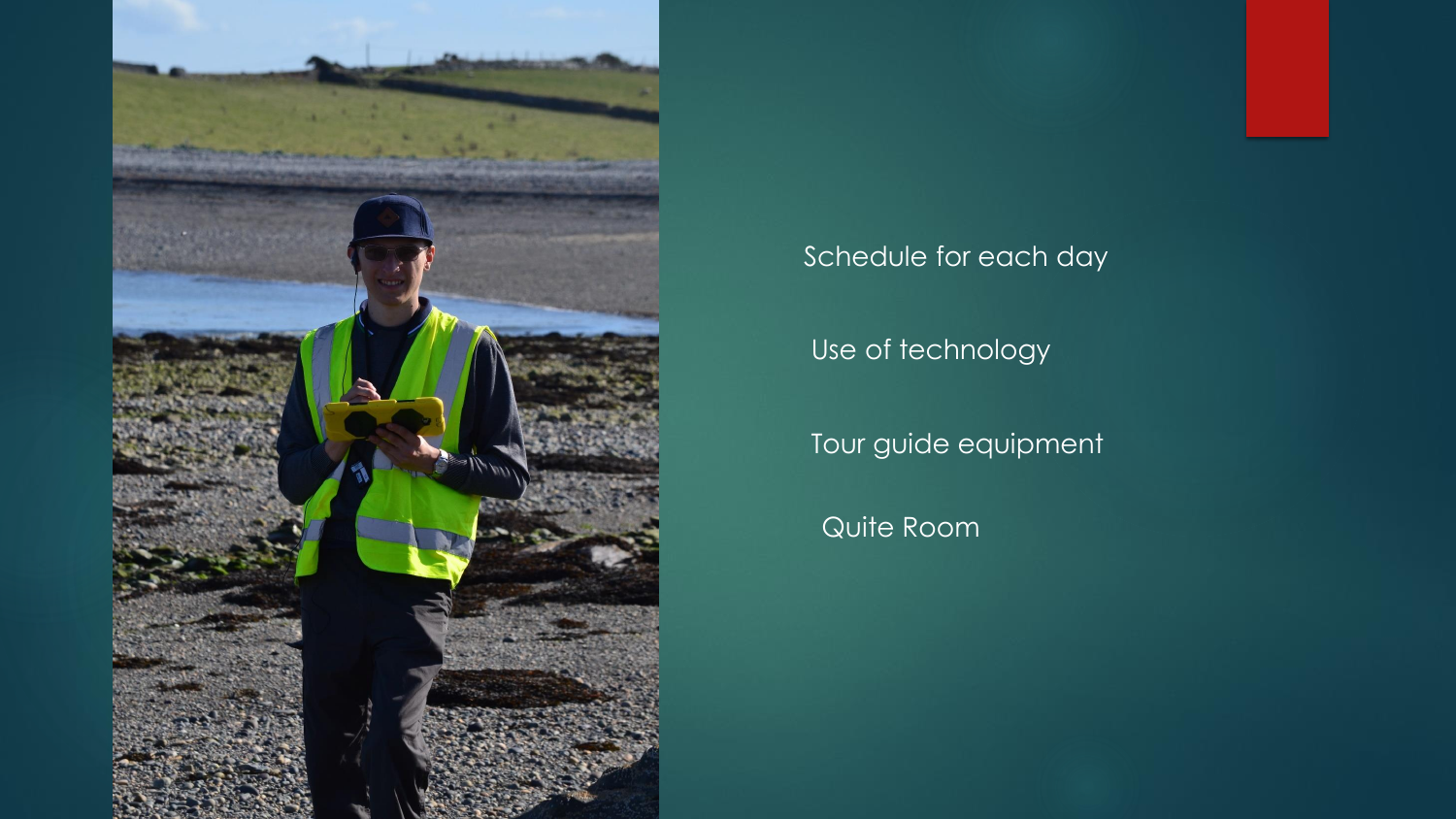Schedule for each day

Use of technology

Tour guide equipment

Quite Room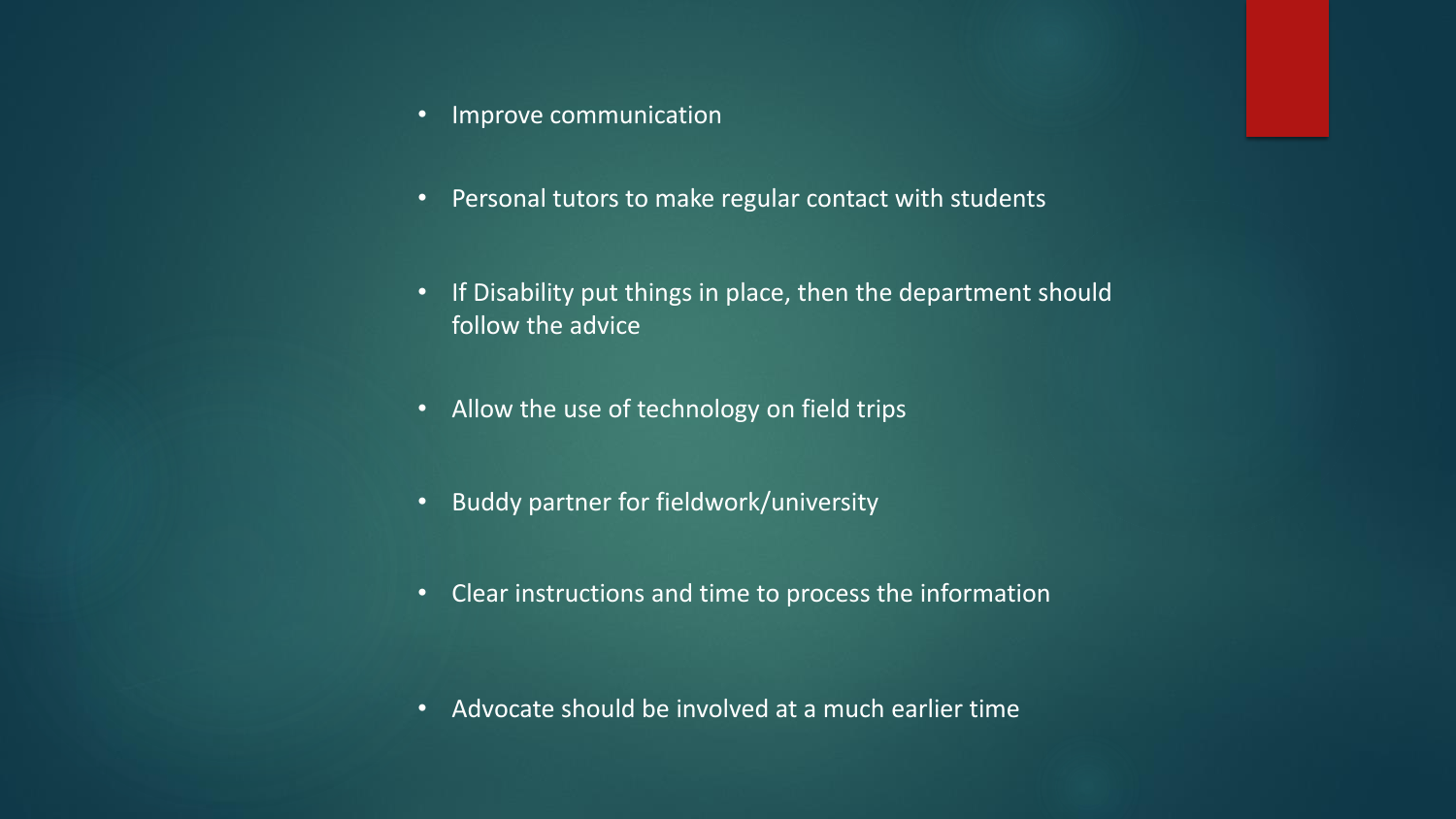- Improve communication
- Personal tutors to make regular contact with students
- If Disability put things in place, then the department should follow the advice
- Allow the use of technology on field trips
- Buddy partner for fieldwork/university
- Clear instructions and time to process the information
- Advocate should be involved at a much earlier time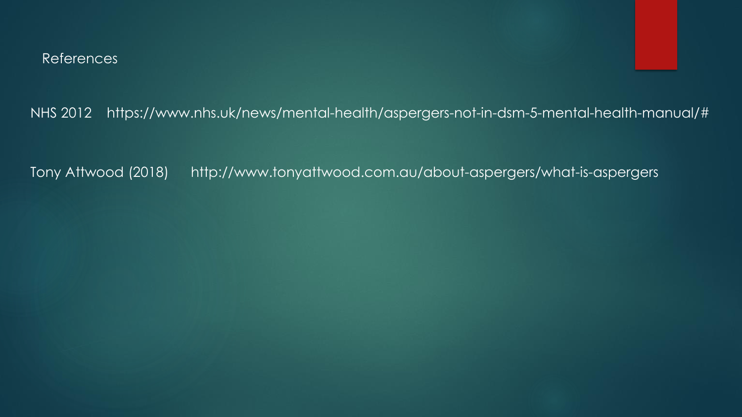## References

NHS 2012 https://www.nhs.uk/news/mental-health/aspergers-not-in-dsm-5-mental-health-manual/#

Tony Attwood (2018) http://www.tonyattwood.com.au/about-aspergers/what-is-aspergers